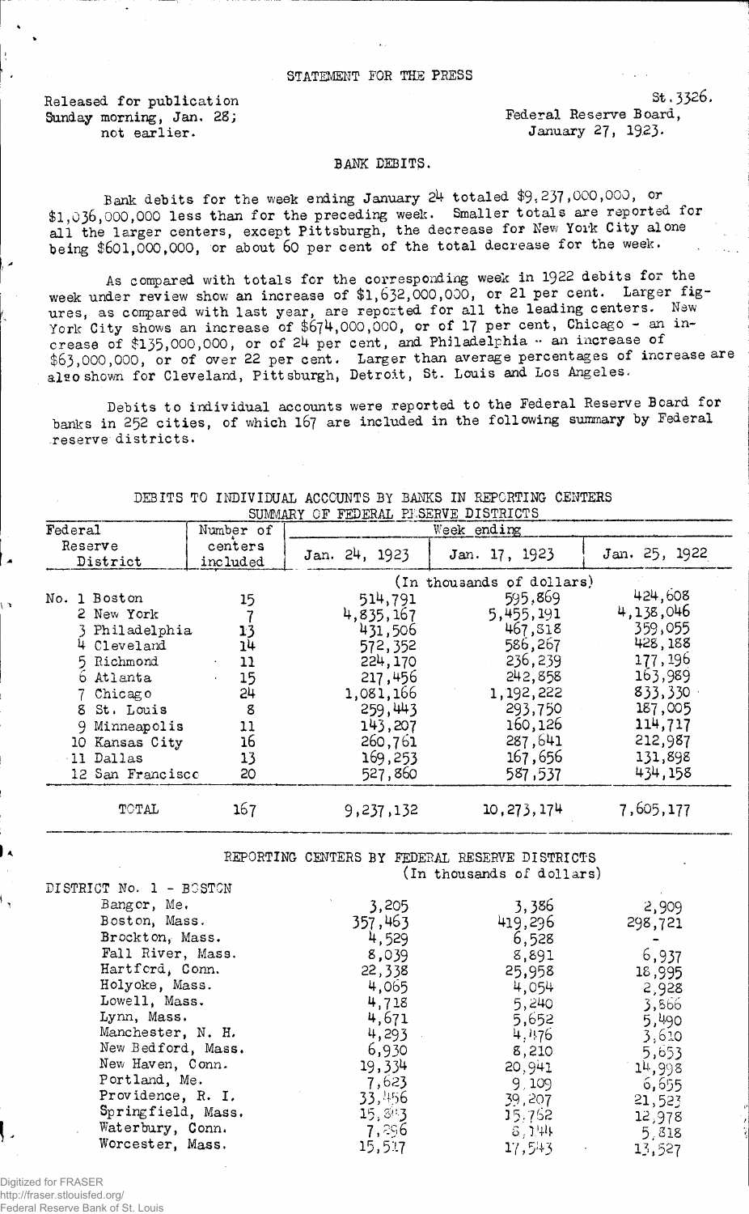STATEMENT FOR THE PRESS

Released for publication
Sunday morning, Jan. 28;
not earlier.

St. 3326.
Federal Reserve Board,
January 27, 1923.

## BANK DEBITS.

Bank debits for the week ending January 24 totaled $9,237,000,000, or $1,036,000,000 less than for the preceding week. Smaller totals are reported for all the larger centers, except Pittsburgh, the decrease for New York City alone being $601,000,000, or about 60 per cent of the total decrease for the week.

As compared with totals for the corresponding week in 1922 debits for the week under review show an increase of $1,632,000,000, or 21 per cent. Larger figures, as compared with last year, are reported for all the leading centers. New York City shows an increase of $674,000,000, or of 17 per cent, Chicago - an increase of $135,000,000, or of 24 per cent, and Philadelphia - an increase of $63,000,000, or of over 22 per cent. Larger than average percentages of increase are also shown for Cleveland, Pittsburgh, Detroit, St. Louis and Los Angeles.

Debits to individual accounts were reported to the Federal Reserve Board for banks in 252 cities, of which 167 are included in the following summary by Federal reserve districts.

DEBITS TO INDIVIDUAL ACCOUNTS BY BANKS IN REPORTING CENTERS
SUMMARY OF FEDERAL RESERVE DISTRICTS

| Federal Reserve District | Number of centers included | Week ending Jan. 24, 1923 | Jan. 17, 1923 | Jan. 25, 1922 |
|---|---|---|---|---|
| | | (In thousands of dollars) | | |
| No. 1 Boston | 15 | 514,791 | 595,869 | 424,608 |
| 2 New York | 7 | 4,835,167 | 5,455,191 | 4,138,046 |
| 3 Philadelphia | 13 | 431,506 | 467,818 | 359,055 |
| 4 Cleveland | 14 | 572,352 | 586,267 | 428,188 |
| 5 Richmond | 11 | 224,170 | 236,239 | 177,196 |
| 6 Atlanta | 15 | 217,456 | 242,858 | 163,989 |
| 7 Chicago | 24 | 1,081,166 | 1,192,222 | 833,330 |
| 8 St. Louis | 8 | 259,443 | 293,750 | 187,005 |
| 9 Minneapolis | 11 | 143,207 | 160,126 | 114,717 |
| 10 Kansas City | 16 | 260,761 | 287,641 | 212,987 |
| 11 Dallas | 13 | 169,253 | 167,656 | 131,898 |
| 12 San Francisco | 20 | 527,860 | 587,537 | 434,158 |
| TOTAL | 167 | 9,237,132 | 10,273,174 | 7,605,177 |

REPORTING CENTERS BY FEDERAL RESERVE DISTRICTS
(In thousands of dollars)

| DISTRICT No. 1 - BOSTON | | | |
|---|---|---|---|
| Bangor, Me. | 3,205 | 3,386 | 2,909 |
| Boston, Mass. | 357,463 | 419,296 | 298,721 |
| Brockton, Mass. | 4,529 | 6,528 | - |
| Fall River, Mass. | 8,039 | 8,891 | 6,937 |
| Hartford, Conn. | 22,338 | 25,958 | 18,995 |
| Holyoke, Mass. | 4,065 | 4,054 | 2,928 |
| Lowell, Mass. | 4,718 | 5,240 | 3,866 |
| Lynn, Mass. | 4,671 | 5,652 | 5,490 |
| Manchester, N. H. | 4,293 | 4,476 | 3,610 |
| New Bedford, Mass. | 6,930 | 8,210 | 5,653 |
| New Haven, Conn. | 19,334 | 20,941 | 14,998 |
| Portland, Me. | 7,623 | 9,109 | 6,655 |
| Providence, R. I. | 33,456 | 39,207 | 21,523 |
| Springfield, Mass. | 15,343 | 15,762 | 12,978 |
| Waterbury, Conn. | 7,296 | 8,144 | 5,818 |
| Worcester, Mass. | 15,517 | 17,543 | 13,527 |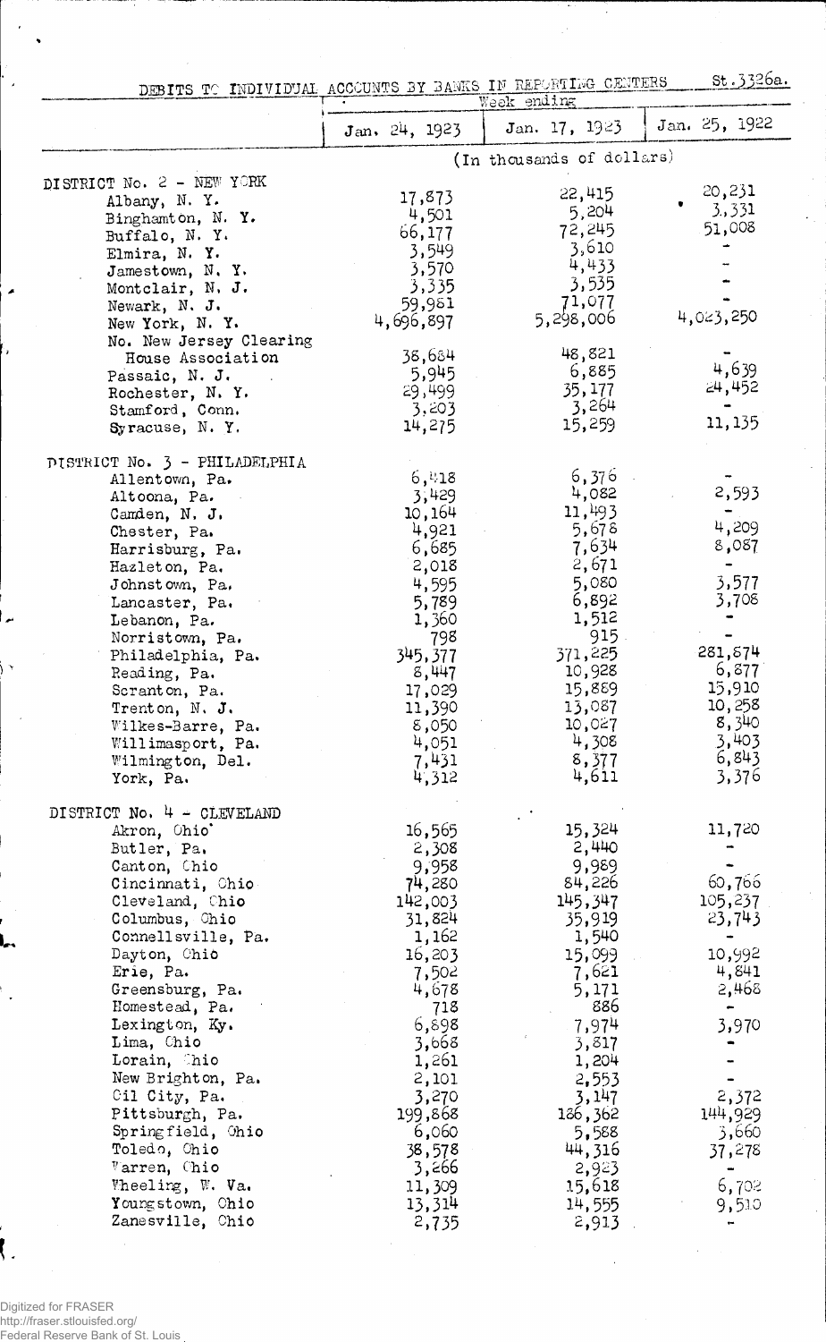St.3326a.

DEBITS TO INDIVIDUAL ACCOUNTS BY BANKS IN REPORTING CENTERS

| | Week ending | | |
|---|---|---|---|
| | Jan. 24, 1923 | Jan. 17, 1923 | Jan. 25, 1922 |
| | (In thousands of dollars) | | |
| **DISTRICT No. 2 - NEW YORK** | | | |
| Albany, N. Y. | 17,873 | 22,415 | 20,231 |
| Binghamton, N. Y. | 4,501 | 5,204 | 3,331 |
| Buffalo, N. Y. | 66,177 | 72,245 | 51,008 |
| Elmira, N. Y. | 3,549 | 3,610 | - |
| Jamestown, N. Y. | 3,570 | 4,433 | - |
| Montclair, N. J. | 3,335 | 3,535 | - |
| Newark, N. J. | 59,981 | 71,077 | - |
| New York, N. Y. | 4,696,897 | 5,298,006 | 4,023,250 |
| No. New Jersey Clearing House Association | 38,684 | 48,821 | - |
| Passaic, N. J. | 5,945 | 6,885 | 4,639 |
| Rochester, N. Y. | 29,499 | 35,177 | 24,452 |
| Stamford, Conn. | 3,203 | 3,264 | - |
| Syracuse, N. Y. | 14,275 | 15,259 | 11,135 |
| **DISTRICT No. 3 - PHILADELPHIA** | | | |
| Allentown, Pa. | 6,418 | 6,376 | - |
| Altoona, Pa. | 3,429 | 4,082 | 2,593 |
| Camden, N. J. | 10,164 | 11,493 | - |
| Chester, Pa. | 4,921 | 5,678 | 4,209 |
| Harrisburg, Pa. | 6,685 | 7,634 | 8,087 |
| Hazleton, Pa. | 2,018 | 2,671 | - |
| Johnstown, Pa. | 4,595 | 5,080 | 3,577 |
| Lancaster, Pa. | 5,789 | 6,892 | 3,708 |
| Lebanon, Pa. | 1,360 | 1,512 | - |
| Norristown, Pa. | 798 | 915 | - |
| Philadelphia, Pa. | 345,377 | 371,225 | 281,874 |
| Reading, Pa. | 8,447 | 10,928 | 6,877 |
| Scranton, Pa. | 17,029 | 15,889 | 15,910 |
| Trenton, N. J. | 11,390 | 13,087 | 10,258 |
| Wilkes-Barre, Pa. | 8,050 | 10,027 | 8,340 |
| Willimasport, Pa. | 4,051 | 4,308 | 3,403 |
| Wilmington, Del. | 7,431 | 8,377 | 6,843 |
| York, Pa. | 4,312 | 4,611 | 3,376 |
| **DISTRICT No. 4 - CLEVELAND** | | | |
| Akron, Ohio | 16,565 | 15,324 | 11,720 |
| Butler, Pa. | 2,308 | 2,440 | - |
| Canton, Ohio | 9,958 | 9,989 | - |
| Cincinnati, Ohio | 74,280 | 84,226 | 60,766 |
| Cleveland, Ohio | 142,003 | 145,347 | 105,237 |
| Columbus, Ohio | 31,824 | 35,919 | 23,743 |
| Connellsville, Pa. | 1,162 | 1,540 | - |
| Dayton, Ohio | 16,203 | 15,099 | 10,992 |
| Erie, Pa. | 7,502 | 7,621 | 4,841 |
| Greensburg, Pa. | 4,678 | 5,171 | 2,468 |
| Homestead, Pa. | 718 | 886 | - |
| Lexington, Ky. | 6,898 | 7,974 | 3,970 |
| Lima, Ohio | 3,668 | 3,817 | - |
| Lorain, Ohio | 1,261 | 1,204 | - |
| New Brighton, Pa. | 2,101 | 2,553 | - |
| Oil City, Pa. | 3,270 | 3,147 | 2,372 |
| Pittsburgh, Pa. | 199,868 | 186,362 | 144,929 |
| Springfield, Ohio | 6,060 | 5,588 | 3,660 |
| Toledo, Ohio | 38,578 | 44,316 | 37,278 |
| Warren, Ohio | 3,266 | 2,923 | - |
| Wheeling, W. Va. | 11,309 | 15,618 | 6,702 |
| Youngstown, Ohio | 13,314 | 14,555 | 9,510 |
| Zanesville, Ohio | 2,735 | 2,913 | - |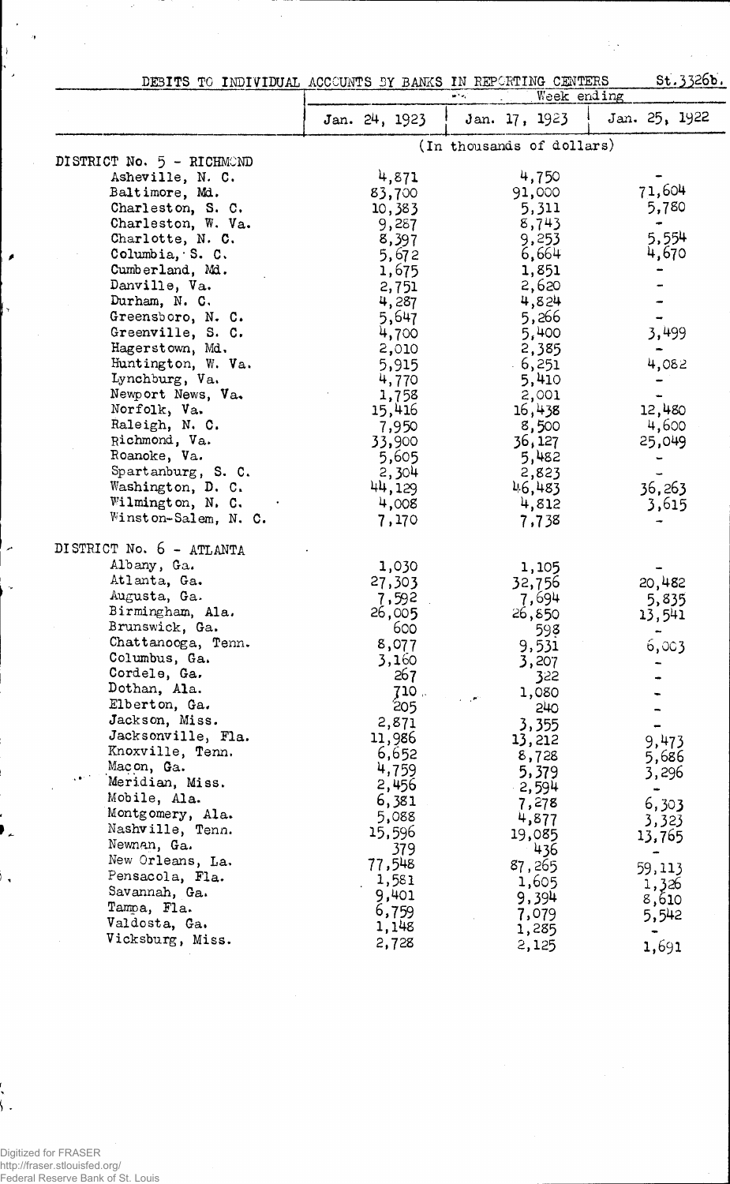DEBITS TO INDIVIDUAL ACCOUNTS BY BANKS IN REPORTING CENTERS St.3326b.

| | Week ending | | |
|---|---|---|---|
| | Jan. 24, 1923 | Jan. 17, 1923 | Jan. 25, 1922 |
| | (In thousands of dollars) | | |
| **DISTRICT No. 5 - RICHMOND** | | | |
| Asheville, N. C. | 4,871 | 4,750 | - |
| Baltimore, Md. | 83,700 | 91,000 | 71,604 |
| Charleston, S. C. | 10,383 | 5,311 | 5,780 |
| Charleston, W. Va. | 9,287 | 8,743 | - |
| Charlotte, N. C. | 8,397 | 9,253 | 5,554 |
| Columbia, S. C. | 5,672 | 6,664 | 4,670 |
| Cumberland, Md. | 1,675 | 1,851 | - |
| Danville, Va. | 2,751 | 2,620 | - |
| Durham, N. C. | 4,287 | 4,824 | - |
| Greensboro, N. C. | 5,647 | 5,266 | - |
| Greenville, S. C. | 4,700 | 5,400 | 3,499 |
| Hagerstown, Md. | 2,010 | 2,385 | - |
| Huntington, W. Va. | 5,915 | 6,251 | 4,082 |
| Lynchburg, Va. | 4,770 | 5,410 | - |
| Newport News, Va. | 1,758 | 2,001 | - |
| Norfolk, Va. | 15,416 | 16,438 | 12,480 |
| Raleigh, N. C. | 7,950 | 8,500 | 4,600 |
| Richmond, Va. | 33,900 | 36,127 | 25,049 |
| Roanoke, Va. | 5,605 | 5,482 | - |
| Spartanburg, S. C. | 2,304 | 2,823 | - |
| Washington, D. C. | 44,129 | 46,483 | 36,263 |
| Wilmington, N. C. | 4,008 | 4,812 | 3,615 |
| Winston-Salem, N. C. | 7,170 | 7,738 | - |
| **DISTRICT No. 6 - ATLANTA** | | | |
| Albany, Ga. | 1,030 | 1,105 | - |
| Atlanta, Ga. | 27,303 | 32,756 | 20,482 |
| Augusta, Ga. | 7,592 | 7,694 | 5,835 |
| Birmingham, Ala. | 26,005 | 26,850 | 13,541 |
| Brunswick, Ga. | 600 | 598 | - |
| Chattanooga, Tenn. | 8,077 | 9,531 | 6,003 |
| Columbus, Ga. | 3,160 | 3,207 | - |
| Cordele, Ga. | 267 | 322 | - |
| Dothan, Ala. | 710 | 1,080 | - |
| Elberton, Ga. | 205 | 240 | - |
| Jackson, Miss. | 2,871 | 3,355 | - |
| Jacksonville, Fla. | 11,986 | 13,212 | 9,473 |
| Knoxville, Tenn. | 6,652 | 8,728 | 5,686 |
| Macon, Ga. | 4,759 | 5,379 | 3,296 |
| Meridian, Miss. | 2,456 | 2,594 | - |
| Mobile, Ala. | 6,381 | 7,278 | 6,303 |
| Montgomery, Ala. | 5,088 | 4,877 | 3,323 |
| Nashville, Tenn. | 15,596 | 19,085 | 13,765 |
| Newnan, Ga. | 379 | 436 | - |
| New Orleans, La. | 77,548 | 87,265 | 59,113 |
| Pensacola, Fla. | 1,581 | 1,605 | 1,326 |
| Savannah, Ga. | 9,401 | 9,394 | 8,610 |
| Tampa, Fla. | 6,759 | 7,079 | 5,542 |
| Valdosta, Ga. | 1,148 | 1,285 | - |
| Vicksburg, Miss. | 2,728 | 2,125 | 1,691 |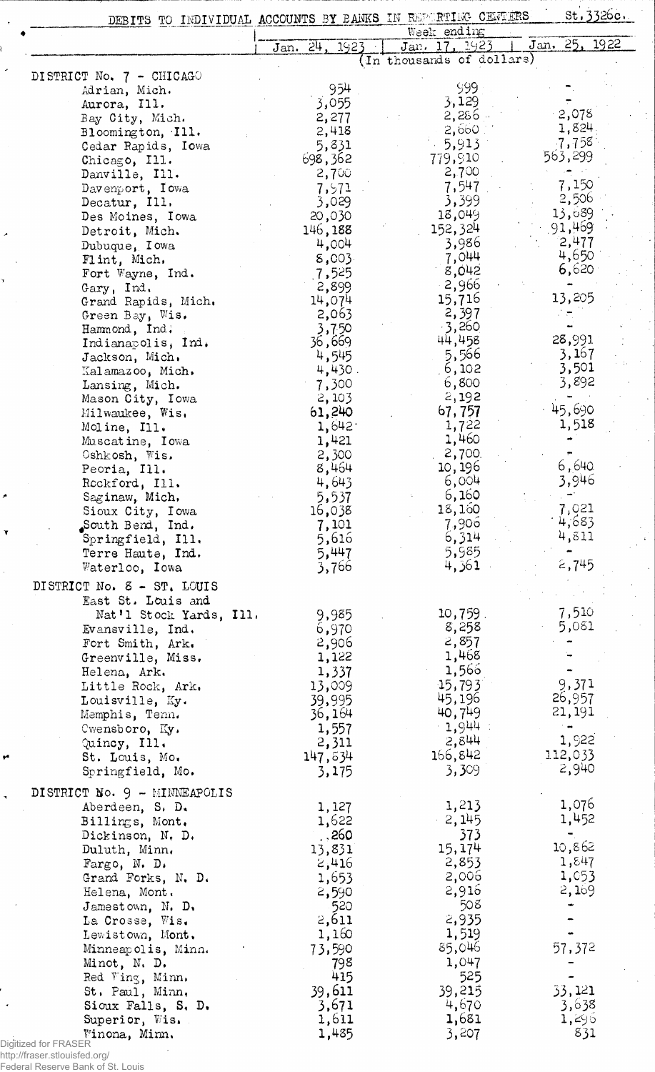DEBITS TO INDIVIDUAL ACCOUNTS BY BANKS IN REPORTING CENTERS St.3326c.

| | Week ending | | |
|---|---|---|---|
| | Jan. 24, 1923 | Jan. 17, 1923 | Jan. 25, 1922 |
| | (In thousands of dollars) | | |
| **DISTRICT No. 7 - CHICAGO** | | | |
| Adrian, Mich. | 954 | 999 | - |
| Aurora, Ill. | 3,055 | 3,129 | - |
| Bay City, Mich. | 2,277 | 2,286 | 2,078 |
| Bloomington, Ill. | 2,418 | 2,660 | 1,824 |
| Cedar Rapids, Iowa | 5,831 | 5,913 | 7,758 |
| Chicago, Ill. | 698,362 | 779,910 | 563,299 |
| Danville, Ill. | 2,700 | 2,700 | - |
| Davenport, Iowa | 7,971 | 7,547 | 7,150 |
| Decatur, Ill. | 3,029 | 3,399 | 2,506 |
| Des Moines, Iowa | 20,030 | 18,049 | 13,689 |
| Detroit, Mich. | 146,188 | 152,324 | 91,469 |
| Dubuque, Iowa | 4,004 | 3,986 | 2,477 |
| Flint, Mich. | 8,003 | 7,044 | 4,650 |
| Fort Wayne, Ind. | 7,525 | 8,042 | 6,620 |
| Gary, Ind. | 2,899 | 2,966 | - |
| Grand Rapids, Mich. | 14,074 | 15,716 | 13,205 |
| Green Bay, Wis. | 2,063 | 2,397 | - |
| Hammond, Ind. | 3,750 | 3,260 | - |
| Indianapolis, Ind. | 36,669 | 44,458 | 28,991 |
| Jackson, Mich. | 4,545 | 5,566 | 3,167 |
| Kalamazoo, Mich. | 4,430 | 6,102 | 3,501 |
| Lansing, Mich. | 7,300 | 6,800 | 3,892 |
| Mason City, Iowa | 2,103 | 2,192 | - |
| Milwaukee, Wis. | 61,240 | 67,757 | 45,690 |
| Moline, Ill. | 1,642 | 1,722 | 1,518 |
| Muscatine, Iowa | 1,421 | 1,460 | - |
| Oshkosh, Wis. | 2,300 | 2,700 | - |
| Peoria, Ill. | 8,464 | 10,196 | 6,640 |
| Rockford, Ill. | 4,643 | 6,004 | 3,946 |
| Saginaw, Mich. | 5,537 | 6,160 | - |
| Sioux City, Iowa | 16,038 | 18,160 | 7,021 |
| South Bend, Ind. | 7,101 | 7,906 | 4,683 |
| Springfield, Ill. | 5,616 | 6,314 | 4,811 |
| Terre Haute, Ind. | 5,447 | 5,985 | - |
| Waterloo, Iowa | 3,766 | 4,361 | 2,745 |
| **DISTRICT No. 8 - ST. LOUIS** | | | |
| East St. Louis and Nat'l Stock Yards, Ill. | 9,985 | 10,759 | 7,510 |
| Evansville, Ind. | 6,970 | 8,258 | 5,081 |
| Fort Smith, Ark. | 2,906 | 2,857 | - |
| Greenville, Miss. | 1,122 | 1,468 | - |
| Helena, Ark. | 1,337 | 1,566 | - |
| Little Rock, Ark. | 13,009 | 15,793 | 9,371 |
| Louisville, Ky. | 39,995 | 45,196 | 26,957 |
| Memphis, Tenn. | 36,164 | 40,749 | 21,191 |
| Owensboro, Ky. | 1,557 | 1,944 | - |
| Quincy, Ill. | 2,311 | 2,844 | 1,922 |
| St. Louis, Mo. | 147,634 | 166,842 | 112,033 |
| Springfield, Mo. | 3,175 | 3,309 | 2,940 |
| **DISTRICT No. 9 - MINNEAPOLIS** | | | |
| Aberdeen, S. D. | 1,127 | 1,213 | 1,076 |
| Billings, Mont. | 1,622 | 2,145 | 1,452 |
| Dickinson, N. D. | 260 | 373 | - |
| Duluth, Minn. | 13,831 | 15,174 | 10,862 |
| Fargo, N. D. | 2,416 | 2,853 | 1,847 |
| Grand Forks, N. D. | 1,653 | 2,006 | 1,053 |
| Helena, Mont. | 2,590 | 2,916 | 2,169 |
| Jamestown, N. D. | 520 | 508 | - |
| La Crosse, Wis. | 2,611 | 2,935 | - |
| Lewistown, Mont. | 1,160 | 1,519 | - |
| Minneapolis, Minn. | 73,590 | 85,046 | 57,372 |
| Minot, N. D. | 798 | 1,047 | - |
| Red Wing, Minn. | 415 | 525 | - |
| St. Paul, Minn. | 39,611 | 39,215 | 33,121 |
| Sioux Falls, S. D. | 3,671 | 4,670 | 3,638 |
| Superior, Wis. | 1,611 | 1,681 | 1,296 |
| Winona, Minn. | 1,485 | 3,207 | 831 |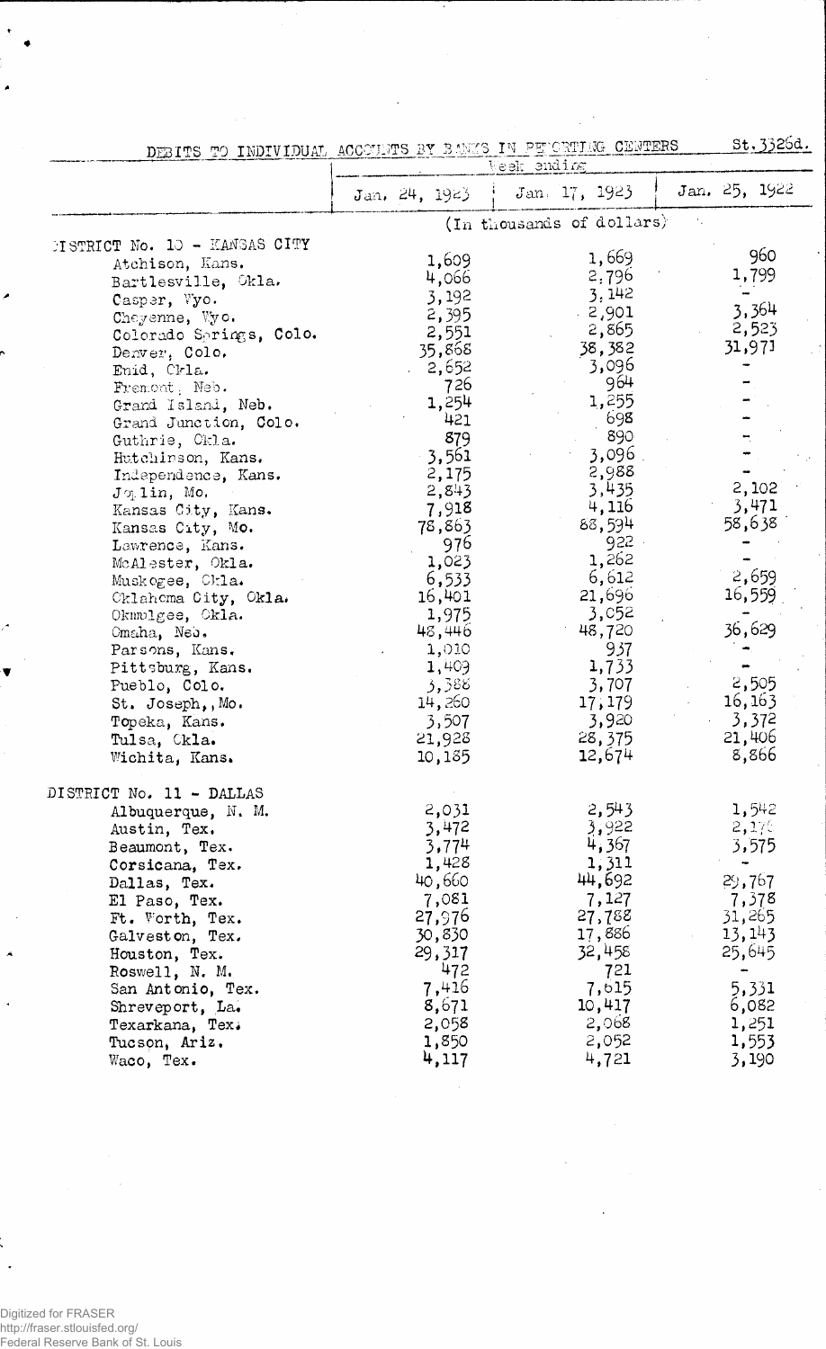St.3326d.

DEBITS TO INDIVIDUAL ACCOUNTS BY BANKS IN REPORTING CENTERS

| | Week ending | | |
|---|---|---|---|
| | Jan. 24, 1923 | Jan. 17, 1923 | Jan. 25, 1922 |
| | (In thousands of dollars) | | |
| DISTRICT No. 10 - KANSAS CITY | | | |
| Atchison, Kans. | 1,609 | 1,669 | 960 |
| Bartlesville, Okla. | 4,066 | 2,796 | 1,799 |
| Casper, Wyo. | 3,192 | 3,142 | - |
| Cheyenne, Wyo. | 2,395 | 2,901 | 3,364 |
| Colorado Springs, Colo. | 2,551 | 2,865 | 2,523 |
| Denver, Colo. | 35,868 | 38,382 | 31,971 |
| Enid, Okla. | 2,652 | 3,096 | - |
| Fremont, Neb. | 726 | 964 | - |
| Grand Island, Neb. | 1,254 | 1,255 | - |
| Grand Junction, Colo. | 421 | 698 | - |
| Guthrie, Okla. | 879 | 890 | - |
| Hutchinson, Kans. | 3,561 | 3,096 | - |
| Independence, Kans. | 2,175 | 2,988 | - |
| Joplin, Mo. | 2,843 | 3,435 | 2,102 |
| Kansas City, Kans. | 7,918 | 4,116 | 3,471 |
| Kansas City, Mo. | 78,863 | 88,594 | 58,638 |
| Lawrence, Kans. | 976 | 922 | - |
| McAlester, Okla. | 1,023 | 1,262 | - |
| Muskogee, Okla. | 6,533 | 6,612 | 2,659 |
| Oklahoma City, Okla. | 16,401 | 21,696 | 16,559 |
| Okmulgee, Okla. | 1,975 | 3,052 | - |
| Omaha, Neb. | 48,446 | 48,720 | 36,629 |
| Parsons, Kans. | 1,010 | 937 | - |
| Pittsburg, Kans. | 1,409 | 1,733 | - |
| Pueblo, Colo. | 3,388 | 3,707 | 2,505 |
| St. Joseph, Mo. | 14,260 | 17,179 | 16,163 |
| Topeka, Kans. | 3,507 | 3,920 | 3,372 |
| Tulsa, Okla. | 21,928 | 28,375 | 21,406 |
| Wichita, Kans. | 10,185 | 12,674 | 8,866 |
| DISTRICT No. 11 - DALLAS | | | |
| Albuquerque, N. M. | 2,031 | 2,543 | 1,542 |
| Austin, Tex. | 3,472 | 3,922 | 2,176 |
| Beaumont, Tex. | 3,774 | 4,367 | 3,575 |
| Corsicana, Tex. | 1,428 | 1,311 | - |
| Dallas, Tex. | 40,660 | 44,692 | 29,767 |
| El Paso, Tex. | 7,081 | 7,127 | 7,378 |
| Ft. Worth, Tex. | 27,976 | 27,788 | 31,265 |
| Galveston, Tex. | 30,830 | 17,886 | 13,143 |
| Houston, Tex. | 29,317 | 32,458 | 25,645 |
| Roswell, N. M. | 472 | 721 | - |
| San Antonio, Tex. | 7,416 | 7,615 | 5,331 |
| Shreveport, La. | 8,671 | 10,417 | 6,082 |
| Texarkana, Tex. | 2,058 | 2,068 | 1,251 |
| Tucson, Ariz. | 1,850 | 2,052 | 1,553 |
| Waco, Tex. | 4,117 | 4,721 | 3,190 |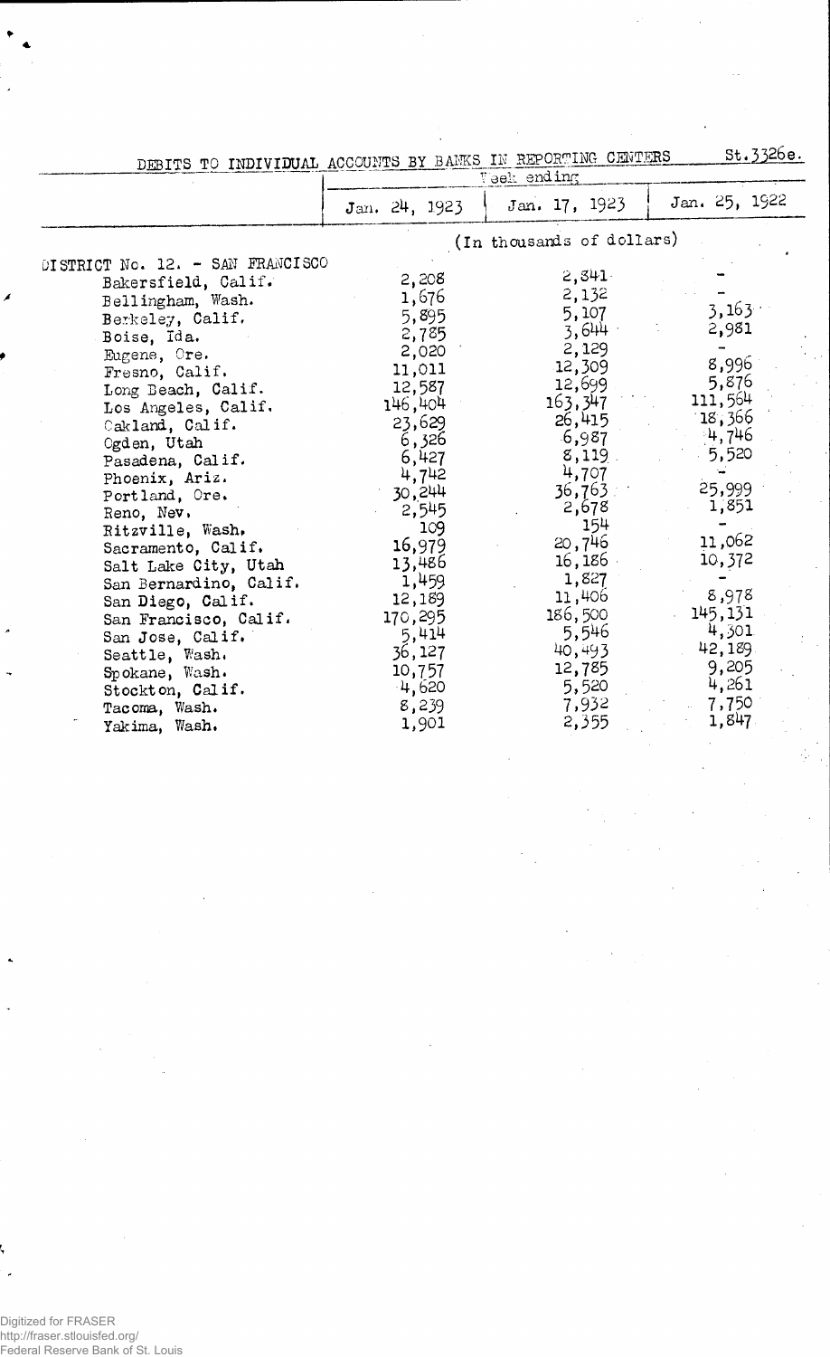DEBITS TO INDIVIDUAL ACCOUNTS BY BANKS IN REPORTING CENTERS St.3326e.

| | Week ending | | |
|---|---|---|---|
| | Jan. 24, 1923 | Jan. 17, 1923 | Jan. 25, 1922 |
| | (In thousands of dollars) | | |
| DISTRICT No. 12. - SAN FRANCISCO | | | |
| Bakersfield, Calif. | 2,208 | 2,841 | - |
| Bellingham, Wash. | 1,676 | 2,132 | - |
| Berkeley, Calif. | 5,895 | 5,107 | 3,163 |
| Boise, Ida. | 2,785 | 3,644 | 2,981 |
| Eugene, Ore. | 2,020 | 2,129 | - |
| Fresno, Calif. | 11,011 | 12,309 | 8,996 |
| Long Beach, Calif. | 12,587 | 12,699 | 5,876 |
| Los Angeles, Calif. | 146,404 | 163,347 | 111,564 |
| Oakland, Calif. | 23,629 | 26,415 | 18,366 |
| Ogden, Utah | 6,326 | 6,987 | 4,746 |
| Pasadena, Calif. | 6,427 | 8,119 | 5,520 |
| Phoenix, Ariz. | 4,742 | 4,707 | - |
| Portland, Ore. | 30,244 | 36,763 | 25,999 |
| Reno, Nev. | 2,545 | 2,678 | 1,851 |
| Ritzville, Wash. | 109 | 154 | - |
| Sacramento, Calif. | 16,979 | 20,746 | 11,062 |
| Salt Lake City, Utah | 13,486 | 16,186 | 10,372 |
| San Bernardino, Calif. | 1,459 | 1,827 | - |
| San Diego, Calif. | 12,189 | 11,406 | 8,978 |
| San Francisco, Calif. | 170,295 | 186,500 | 145,131 |
| San Jose, Calif. | 5,414 | 5,546 | 4,301 |
| Seattle, Wash. | 36,127 | 40,493 | 42,189 |
| Spokane, Wash. | 10,757 | 12,785 | 9,205 |
| Stockton, Calif. | 4,620 | 5,520 | 4,261 |
| Tacoma, Wash. | 8,239 | 7,932 | 7,750 |
| Yakima, Wash. | 1,901 | 2,355 | 1,847 |